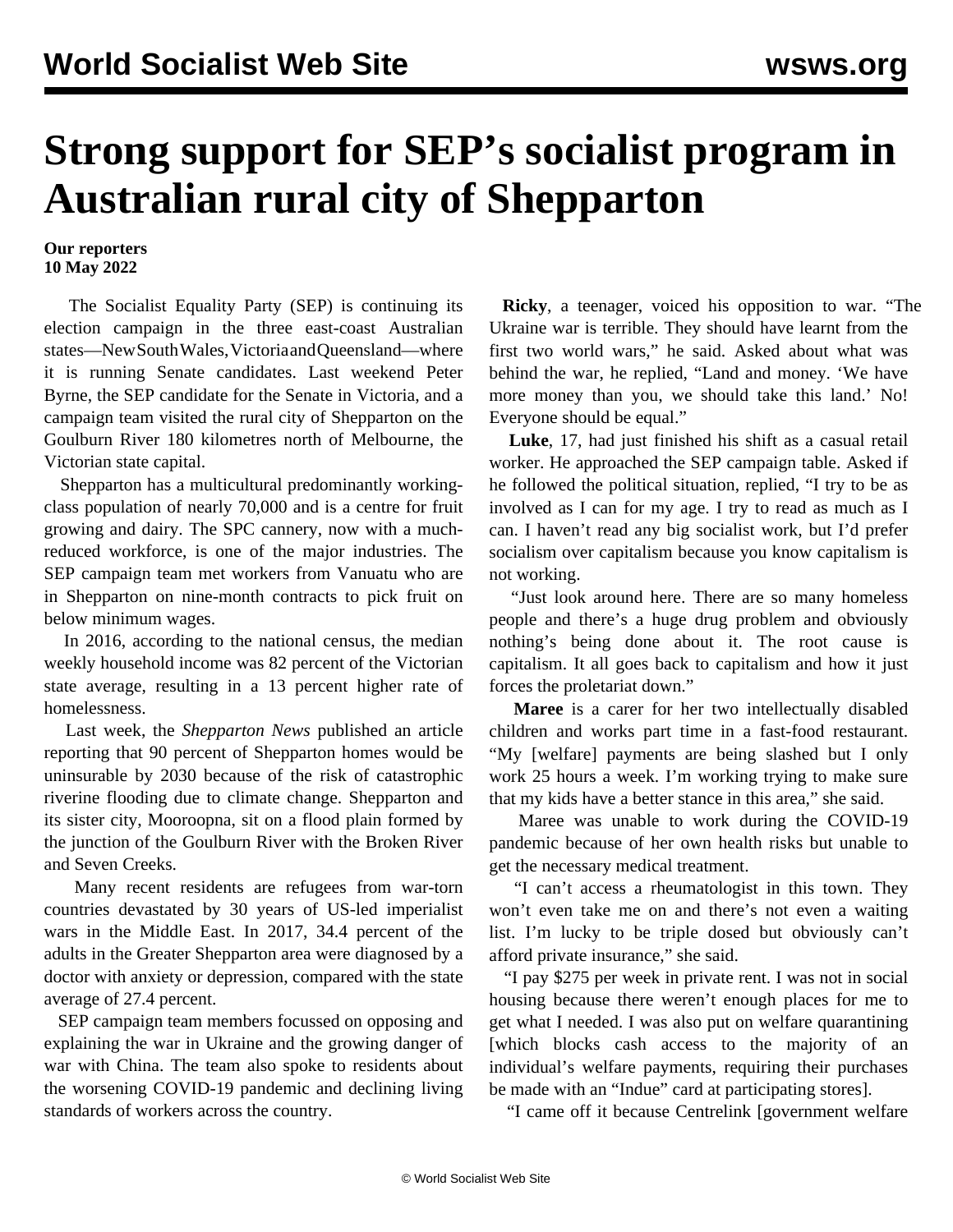# Strong support for SEP's socialist program in Australian rural city of Shepparton

**Our reporters**
**10 May 2022**

The Socialist Equality Party (SEP) is continuing its election campaign in the three east-coast Australian states—New South Wales, Victoria and Queensland—where it is running Senate candidates. Last weekend Peter Byrne, the SEP candidate for the Senate in Victoria, and a campaign team visited the rural city of Shepparton on the Goulburn River 180 kilometres north of Melbourne, the Victorian state capital.

Shepparton has a multicultural predominantly working-class population of nearly 70,000 and is a centre for fruit growing and dairy. The SPC cannery, now with a much-reduced workforce, is one of the major industries. The SEP campaign team met workers from Vanuatu who are in Shepparton on nine-month contracts to pick fruit on below minimum wages.

In 2016, according to the national census, the median weekly household income was 82 percent of the Victorian state average, resulting in a 13 percent higher rate of homelessness.

Last week, the *Shepparton News* published an article reporting that 90 percent of Shepparton homes would be uninsurable by 2030 because of the risk of catastrophic riverine flooding due to climate change. Shepparton and its sister city, Mooroopna, sit on a flood plain formed by the junction of the Goulburn River with the Broken River and Seven Creeks.

Many recent residents are refugees from war-torn countries devastated by 30 years of US-led imperialist wars in the Middle East. In 2017, 34.4 percent of the adults in the Greater Shepparton area were diagnosed by a doctor with anxiety or depression, compared with the state average of 27.4 percent.

SEP campaign team members focussed on opposing and explaining the war in Ukraine and the growing danger of war with China. The team also spoke to residents about the worsening COVID-19 pandemic and declining living standards of workers across the country.

**Ricky**, a teenager, voiced his opposition to war. "The Ukraine war is terrible. They should have learnt from the first two world wars," he said. Asked about what was behind the war, he replied, "Land and money. 'We have more money than you, we should take this land.' No! Everyone should be equal."

**Luke**, 17, had just finished his shift as a casual retail worker. He approached the SEP campaign table. Asked if he followed the political situation, replied, "I try to be as involved as I can for my age. I try to read as much as I can. I haven't read any big socialist work, but I'd prefer socialism over capitalism because you know capitalism is not working.

"Just look around here. There are so many homeless people and there's a huge drug problem and obviously nothing's being done about it. The root cause is capitalism. It all goes back to capitalism and how it just forces the proletariat down."

**Maree** is a carer for her two intellectually disabled children and works part time in a fast-food restaurant. "My [welfare] payments are being slashed but I only work 25 hours a week. I'm working trying to make sure that my kids have a better stance in this area," she said.

Maree was unable to work during the COVID-19 pandemic because of her own health risks but unable to get the necessary medical treatment.

"I can't access a rheumatologist in this town. They won't even take me on and there's not even a waiting list. I'm lucky to be triple dosed but obviously can't afford private insurance," she said.

"I pay $275 per week in private rent. I was not in social housing because there weren't enough places for me to get what I needed. I was also put on welfare quarantining [which blocks cash access to the majority of an individual's welfare payments, requiring their purchases be made with an "Indue" card at participating stores].

"I came off it because Centrelink [government welfare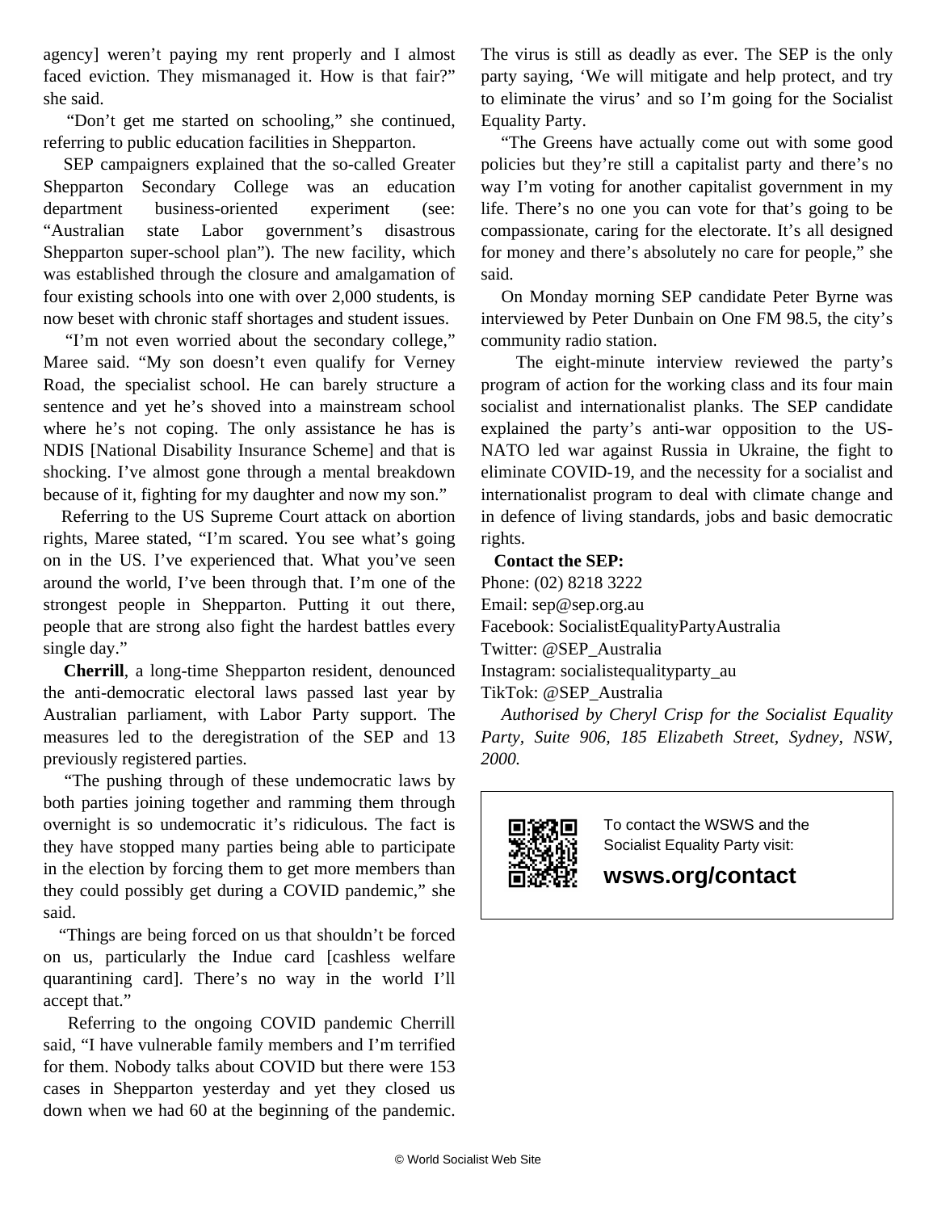agency] weren't paying my rent properly and I almost faced eviction. They mismanaged it. How is that fair?" she said.

"Don't get me started on schooling," she continued, referring to public education facilities in Shepparton.

SEP campaigners explained that the so-called Greater Shepparton Secondary College was an education department business-oriented experiment (see: "Australian state Labor government's disastrous Shepparton super-school plan"). The new facility, which was established through the closure and amalgamation of four existing schools into one with over 2,000 students, is now beset with chronic staff shortages and student issues.

"I'm not even worried about the secondary college," Maree said. "My son doesn't even qualify for Verney Road, the specialist school. He can barely structure a sentence and yet he's shoved into a mainstream school where he's not coping. The only assistance he has is NDIS [National Disability Insurance Scheme] and that is shocking. I've almost gone through a mental breakdown because of it, fighting for my daughter and now my son."

Referring to the US Supreme Court attack on abortion rights, Maree stated, "I'm scared. You see what's going on in the US. I've experienced that. What you've seen around the world, I've been through that. I'm one of the strongest people in Shepparton. Putting it out there, people that are strong also fight the hardest battles every single day."

**Cherrill**, a long-time Shepparton resident, denounced the anti-democratic electoral laws passed last year by Australian parliament, with Labor Party support. The measures led to the deregistration of the SEP and 13 previously registered parties.

"The pushing through of these undemocratic laws by both parties joining together and ramming them through overnight is so undemocratic it's ridiculous. The fact is they have stopped many parties being able to participate in the election by forcing them to get more members than they could possibly get during a COVID pandemic," she said.

"Things are being forced on us that shouldn't be forced on us, particularly the Indue card [cashless welfare quarantining card]. There's no way in the world I'll accept that."

Referring to the ongoing COVID pandemic Cherrill said, "I have vulnerable family members and I'm terrified for them. Nobody talks about COVID but there were 153 cases in Shepparton yesterday and yet they closed us down when we had 60 at the beginning of the pandemic. The virus is still as deadly as ever. The SEP is the only party saying, 'We will mitigate and help protect, and try to eliminate the virus' and so I'm going for the Socialist Equality Party.

"The Greens have actually come out with some good policies but they're still a capitalist party and there's no way I'm voting for another capitalist government in my life. There's no one you can vote for that's going to be compassionate, caring for the electorate. It's all designed for money and there's absolutely no care for people," she said.

On Monday morning SEP candidate Peter Byrne was interviewed by Peter Dunbain on One FM 98.5, the city's community radio station.

The eight-minute interview reviewed the party's program of action for the working class and its four main socialist and internationalist planks. The SEP candidate explained the party's anti-war opposition to the US-NATO led war against Russia in Ukraine, the fight to eliminate COVID-19, and the necessity for a socialist and internationalist program to deal with climate change and in defence of living standards, jobs and basic democratic rights.

**Contact the SEP:**

Phone: (02) 8218 3222
Email: sep@sep.org.au
Facebook: SocialistEqualityPartyAustralia
Twitter: @SEP_Australia
Instagram: socialistequalityparty_au
TikTok: @SEP_Australia

*Authorised by Cheryl Crisp for the Socialist Equality Party, Suite 906, 185 Elizabeth Street, Sydney, NSW, 2000.*

To contact the WSWS and the Socialist Equality Party visit:

**wsws.org/contact**